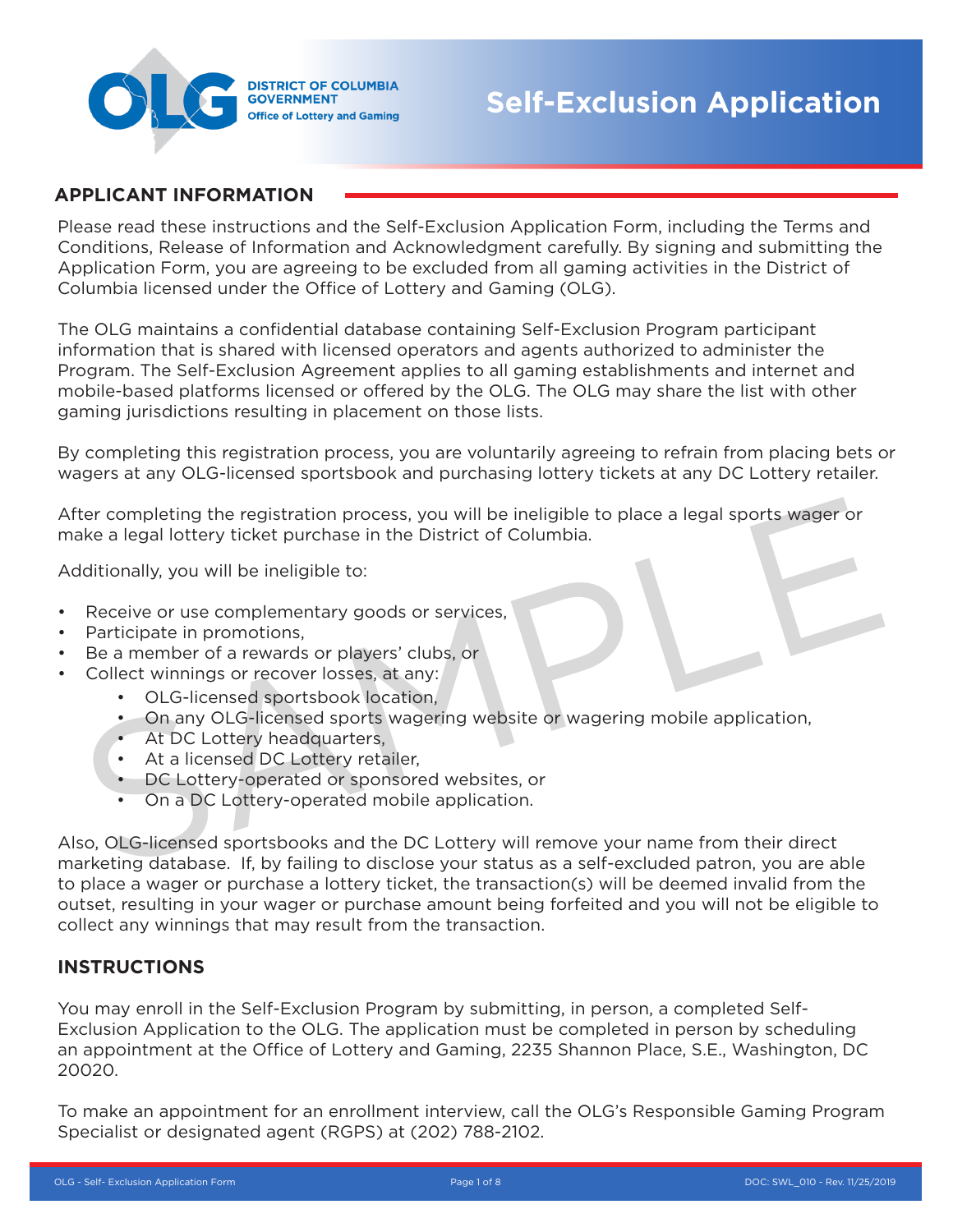# Self-Exclusion Application

DISTRICT OF COLUMBIA GOVERNMENT
Office of Lottery and Gaming

## APPLICANT INFORMATION

Please read these instructions and the Self-Exclusion Application Form, including the Terms and Conditions, Release of Information and Acknowledgment carefully. By signing and submitting the Application Form, you are agreeing to be excluded from all gaming activities in the District of Columbia licensed under the Office of Lottery and Gaming (OLG).

The OLG maintains a confidential database containing Self-Exclusion Program participant information that is shared with licensed operators and agents authorized to administer the Program. The Self-Exclusion Agreement applies to all gaming establishments and internet and mobile-based platforms licensed or offered by the OLG. The OLG may share the list with other gaming jurisdictions resulting in placement on those lists.

By completing this registration process, you are voluntarily agreeing to refrain from placing bets or wagers at any OLG-licensed sportsbook and purchasing lottery tickets at any DC Lottery retailer.

After completing the registration process, you will be ineligible to place a legal sports wager or make a legal lottery ticket purchase in the District of Columbia.

Additionally, you will be ineligible to:

- Receive or use complementary goods or services,
- Participate in promotions,
- Be a member of a rewards or players' clubs, or
- Collect winnings or recover losses, at any:
  - OLG-licensed sportsbook location,
  - On any OLG-licensed sports wagering website or wagering mobile application,
  - At DC Lottery headquarters,
  - At a licensed DC Lottery retailer,
  - DC Lottery-operated or sponsored websites, or
  - On a DC Lottery-operated mobile application.

Also, OLG-licensed sportsbooks and the DC Lottery will remove your name from their direct marketing database. If, by failing to disclose your status as a self-excluded patron, you are able to place a wager or purchase a lottery ticket, the transaction(s) will be deemed invalid from the outset, resulting in your wager or purchase amount being forfeited and you will not be eligible to collect any winnings that may result from the transaction.

## INSTRUCTIONS

You may enroll in the Self-Exclusion Program by submitting, in person, a completed Self-Exclusion Application to the OLG. The application must be completed in person by scheduling an appointment at the Office of Lottery and Gaming, 2235 Shannon Place, S.E., Washington, DC 20020.

To make an appointment for an enrollment interview, call the OLG's Responsible Gaming Program Specialist or designated agent (RGPS) at (202) 788-2102.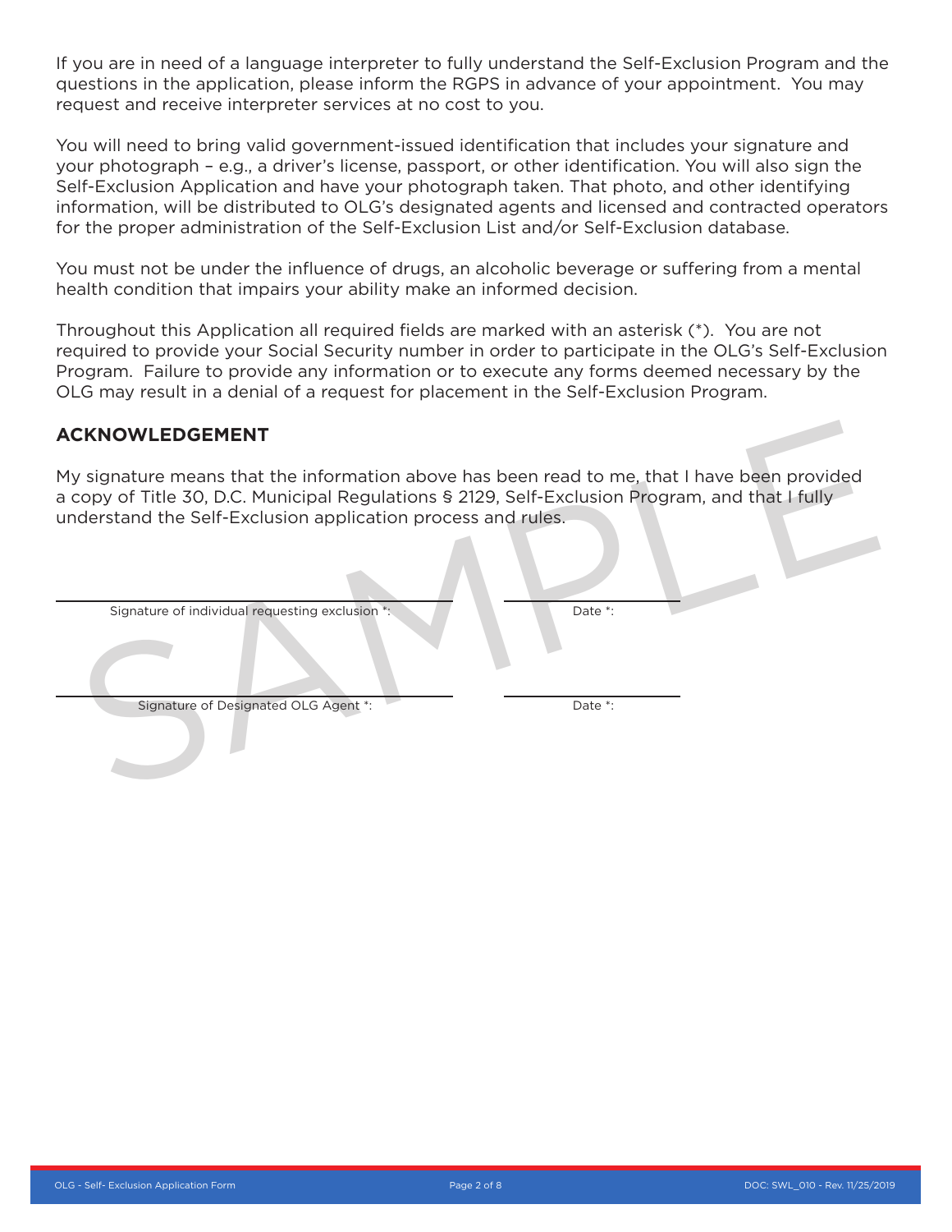If you are in need of a language interpreter to fully understand the Self-Exclusion Program and the questions in the application, please inform the RGPS in advance of your appointment. You may request and receive interpreter services at no cost to you.

You will need to bring valid government-issued identification that includes your signature and your photograph – e.g., a driver's license, passport, or other identification. You will also sign the Self-Exclusion Application and have your photograph taken. That photo, and other identifying information, will be distributed to OLG's designated agents and licensed and contracted operators for the proper administration of the Self-Exclusion List and/or Self-Exclusion database.

You must not be under the influence of drugs, an alcoholic beverage or suffering from a mental health condition that impairs your ability make an informed decision.

Throughout this Application all required fields are marked with an asterisk (*). You are not required to provide your Social Security number in order to participate in the OLG's Self-Exclusion Program. Failure to provide any information or to execute any forms deemed necessary by the OLG may result in a denial of a request for placement in the Self-Exclusion Program.

## ACKNOWLEDGEMENT

My signature means that the information above has been read to me, that I have been provided a copy of Title 30, D.C. Municipal Regulations § 2129, Self-Exclusion Program, and that I fully understand the Self-Exclusion application process and rules.

______________________________ ______________

Signature of individual requesting exclusion *: Date *:

______________________________ ______________

Signature of Designated OLG Agent *: Date *:

SAMPLE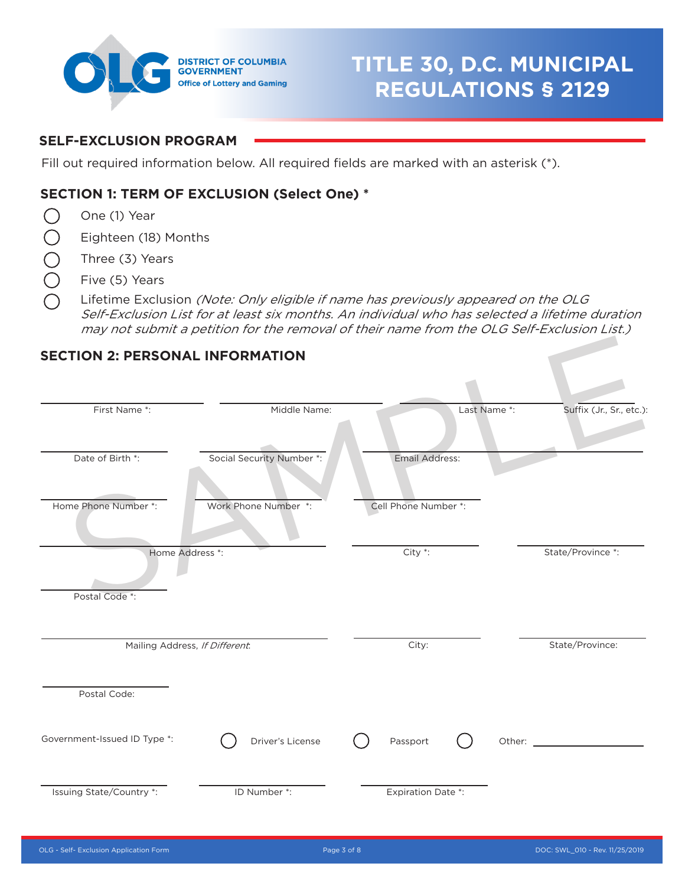# TITLE 30, D.C. MUNICIPAL REGULATIONS § 2129

DISTRICT OF COLUMBIA GOVERNMENT
Office of Lottery and Gaming

## SELF-EXCLUSION PROGRAM

Fill out required information below. All required fields are marked with an asterisk (*).

### SECTION 1: TERM OF EXCLUSION (Select One) *

- ◯ One (1) Year
- ◯ Eighteen (18) Months
- ◯ Three (3) Years
- ◯ Five (5) Years
- ◯ Lifetime Exclusion *(Note: Only eligible if name has previously appeared on the OLG Self-Exclusion List for at least six months. An individual who has selected a lifetime duration may not submit a petition for the removal of their name from the OLG Self-Exclusion List.)*

### SECTION 2: PERSONAL INFORMATION

First Name *: ______________________ Middle Name: ______________________ Last Name *: ______________________ Suffix (Jr., Sr., etc.): ______________________

Date of Birth *: ______________________ Social Security Number *: ______________________ Email Address: ______________________

Home Phone Number *: ______________________ Work Phone Number *: ______________________ Cell Phone Number *: ______________________

Home Address *: ______________________ City *: ______________________ State/Province *: ______________________

Postal Code *: ______________________

Mailing Address, *If Different*: ______________________ City: ______________________ State/Province: ______________________

Postal Code: ______________________

Government-Issued ID Type *: ◯ Driver's License ◯ Passport ◯ Other: ______________________

Issuing State/Country *: ______________________ ID Number *: ______________________ Expiration Date *: ______________________

SAMPLE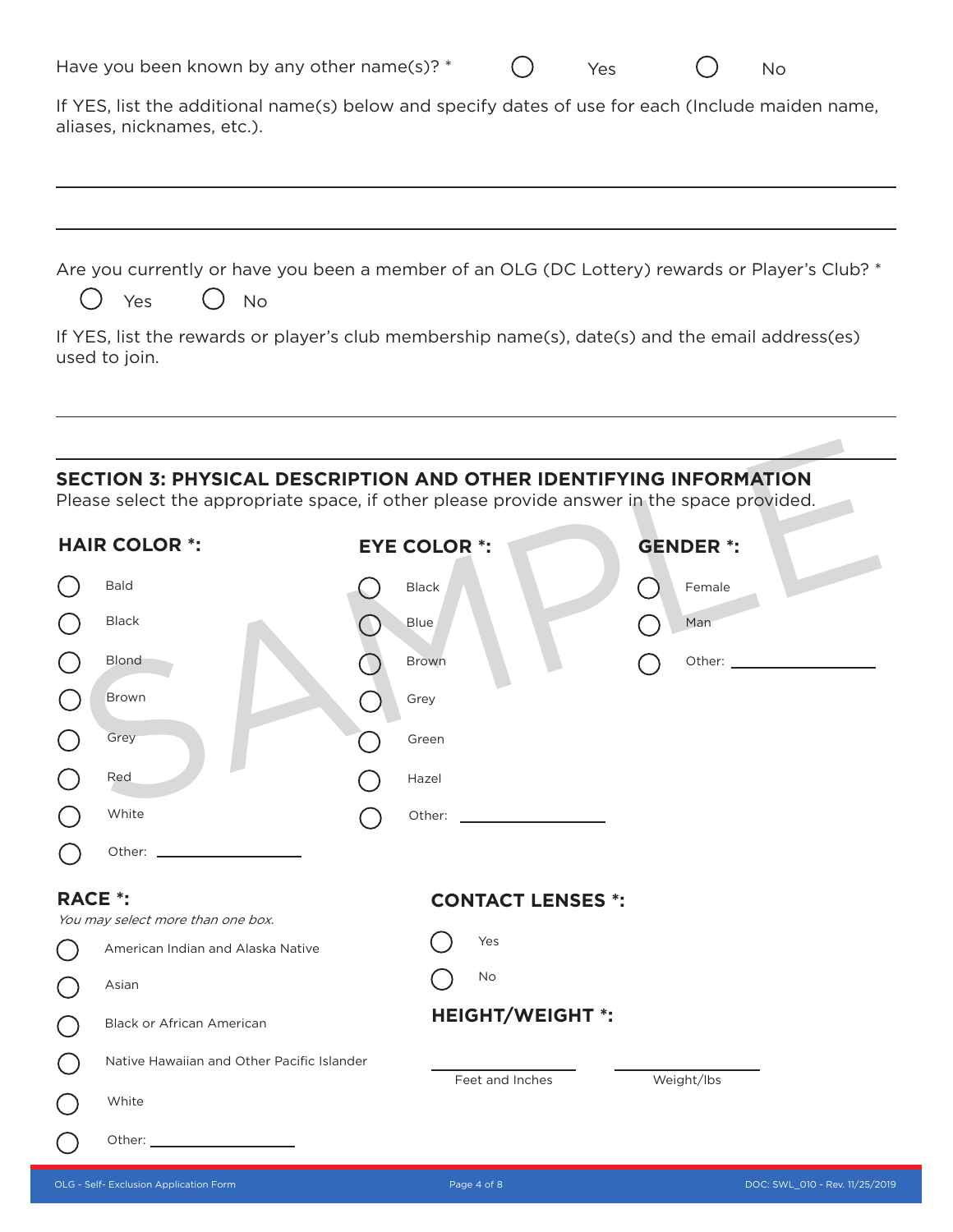Have you been known by any other name(s)? * ◯ Yes ◯ No

If YES, list the additional name(s) below and specify dates of use for each (Include maiden name, aliases, nicknames, etc.).

______________________________________________________________________

______________________________________________________________________

Are you currently or have you been a member of an OLG (DC Lottery) rewards or Player's Club? *

◯ Yes ◯ No

If YES, list the rewards or player's club membership name(s), date(s) and the email address(es) used to join.

______________________________________________________________________

## SECTION 3: PHYSICAL DESCRIPTION AND OTHER IDENTIFYING INFORMATION

Please select the appropriate space, if other please provide answer in the space provided.

**HAIR COLOR *:**

- ◯ Bald
- ◯ Black
- ◯ Blond
- ◯ Brown
- ◯ Grey
- ◯ Red
- ◯ White
- ◯ Other: ____________

**EYE COLOR *:**

- ◯ Black
- ◯ Blue
- ◯ Brown
- ◯ Grey
- ◯ Green
- ◯ Hazel
- ◯ Other: ____________

**GENDER *:**

- ◯ Female
- ◯ Man
- ◯ Other: ____________

**RACE *:**

*You may select more than one box.*

- ◯ American Indian and Alaska Native
- ◯ Asian
- ◯ Black or African American
- ◯ Native Hawaiian and Other Pacific Islander
- ◯ White
- ◯ Other: ____________

**CONTACT LENSES *:**

- ◯ Yes
- ◯ No

**HEIGHT/WEIGHT *:**

____________ Feet and Inches

____________ Weight/lbs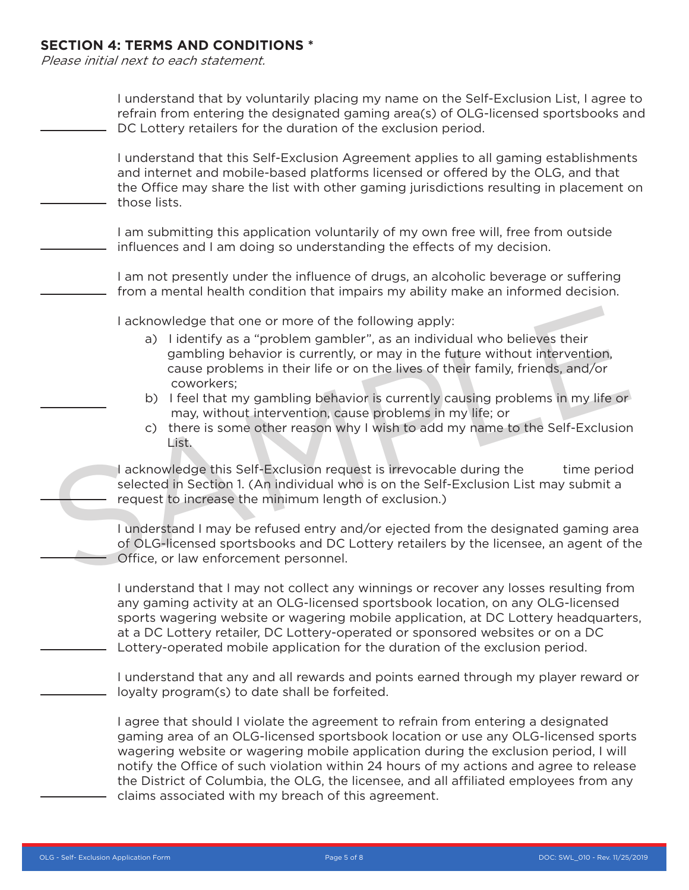## SECTION 4: TERMS AND CONDITIONS *

*Please initial next to each statement.*

_________ I understand that by voluntarily placing my name on the Self-Exclusion List, I agree to refrain from entering the designated gaming area(s) of OLG-licensed sportsbooks and DC Lottery retailers for the duration of the exclusion period.

_________ I understand that this Self-Exclusion Agreement applies to all gaming establishments and internet and mobile-based platforms licensed or offered by the OLG, and that the Office may share the list with other gaming jurisdictions resulting in placement on those lists.

_________ I am submitting this application voluntarily of my own free will, free from outside influences and I am doing so understanding the effects of my decision.

_________ I am not presently under the influence of drugs, an alcoholic beverage or suffering from a mental health condition that impairs my ability make an informed decision.

_________ I acknowledge that one or more of the following apply:

a) I identify as a "problem gambler", as an individual who believes their gambling behavior is currently, or may in the future without intervention, cause problems in their life or on the lives of their family, friends, and/or coworkers;
b) I feel that my gambling behavior is currently causing problems in my life or may, without intervention, cause problems in my life; or
c) there is some other reason why I wish to add my name to the Self-Exclusion List.

_________ I acknowledge this Self-Exclusion request is irrevocable during the time period selected in Section 1. (An individual who is on the Self-Exclusion List may submit a request to increase the minimum length of exclusion.)

_________ I understand I may be refused entry and/or ejected from the designated gaming area of OLG-licensed sportsbooks and DC Lottery retailers by the licensee, an agent of the Office, or law enforcement personnel.

_________ I understand that I may not collect any winnings or recover any losses resulting from any gaming activity at an OLG-licensed sportsbook location, on any OLG-licensed sports wagering website or wagering mobile application, at DC Lottery headquarters, at a DC Lottery retailer, DC Lottery-operated or sponsored websites or on a DC Lottery-operated mobile application for the duration of the exclusion period.

_________ I understand that any and all rewards and points earned through my player reward or loyalty program(s) to date shall be forfeited.

_________ I agree that should I violate the agreement to refrain from entering a designated gaming area of an OLG-licensed sportsbook location or use any OLG-licensed sports wagering website or wagering mobile application during the exclusion period, I will notify the Office of such violation within 24 hours of my actions and agree to release the District of Columbia, the OLG, the licensee, and all affiliated employees from any claims associated with my breach of this agreement.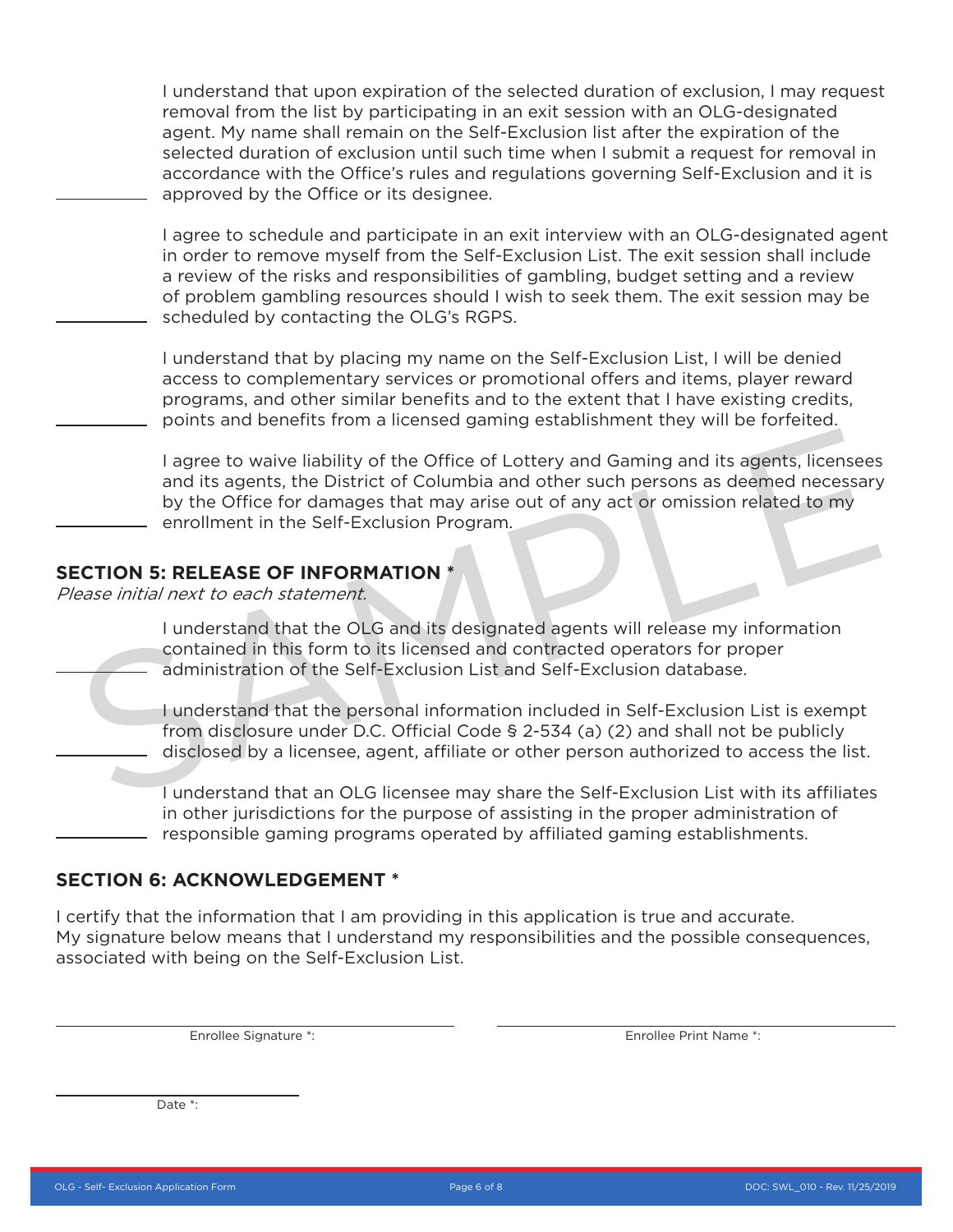______ I understand that upon expiration of the selected duration of exclusion, I may request removal from the list by participating in an exit session with an OLG-designated agent. My name shall remain on the Self-Exclusion list after the expiration of the selected duration of exclusion until such time when I submit a request for removal in accordance with the Office's rules and regulations governing Self-Exclusion and it is approved by the Office or its designee.

______ I agree to schedule and participate in an exit interview with an OLG-designated agent in order to remove myself from the Self-Exclusion List. The exit session shall include a review of the risks and responsibilities of gambling, budget setting and a review of problem gambling resources should I wish to seek them. The exit session may be scheduled by contacting the OLG's RGPS.

______ I understand that by placing my name on the Self-Exclusion List, I will be denied access to complementary services or promotional offers and items, player reward programs, and other similar benefits and to the extent that I have existing credits, points and benefits from a licensed gaming establishment they will be forfeited.

______ I agree to waive liability of the Office of Lottery and Gaming and its agents, licensees and its agents, the District of Columbia and other such persons as deemed necessary by the Office for damages that may arise out of any act or omission related to my enrollment in the Self-Exclusion Program.

## SECTION 5: RELEASE OF INFORMATION *

*Please initial next to each statement.*

______ I understand that the OLG and its designated agents will release my information contained in this form to its licensed and contracted operators for proper administration of the Self-Exclusion List and Self-Exclusion database.

______ I understand that the personal information included in Self-Exclusion List is exempt from disclosure under D.C. Official Code § 2-534 (a) (2) and shall not be publicly disclosed by a licensee, agent, affiliate or other person authorized to access the list.

______ I understand that an OLG licensee may share the Self-Exclusion List with its affiliates in other jurisdictions for the purpose of assisting in the proper administration of responsible gaming programs operated by affiliated gaming establishments.

## SECTION 6: ACKNOWLEDGEMENT *

I certify that the information that I am providing in this application is true and accurate. My signature below means that I understand my responsibilities and the possible consequences, associated with being on the Self-Exclusion List.

______________________________ Enrollee Signature *:

______________________________ Enrollee Print Name *:

______________________________ Date *: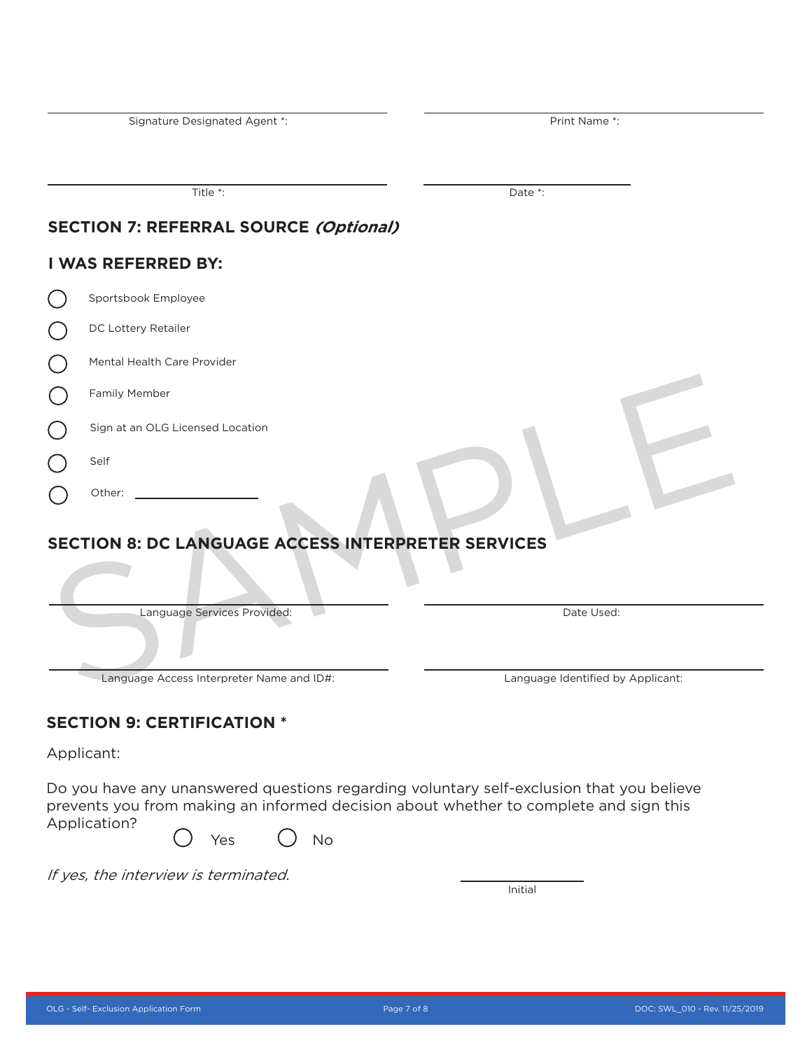Signature Designated Agent *: ____________________

Print Name *: ____________________

Title *: ____________________

Date *: ____________________

## SECTION 7: REFERRAL SOURCE *(Optional)*

## I WAS REFERRED BY:

- ◯ Sportsbook Employee
- ◯ DC Lottery Retailer
- ◯ Mental Health Care Provider
- ◯ Family Member
- ◯ Sign at an OLG Licensed Location
- ◯ Self
- ◯ Other: ____________________

## SECTION 8: DC LANGUAGE ACCESS INTERPRETER SERVICES

Language Services Provided: ____________________

Date Used: ____________________

Language Access Interpreter Name and ID#: ____________________

Language Identified by Applicant: ____________________

## SECTION 9: CERTIFICATION *

Applicant:

Do you have any unanswered questions regarding voluntary self-exclusion that you believe prevents you from making an informed decision about whether to complete and sign this Application?

◯ Yes ◯ No

*If yes, the interview is terminated.*

Initial: ____________________

SAMPLE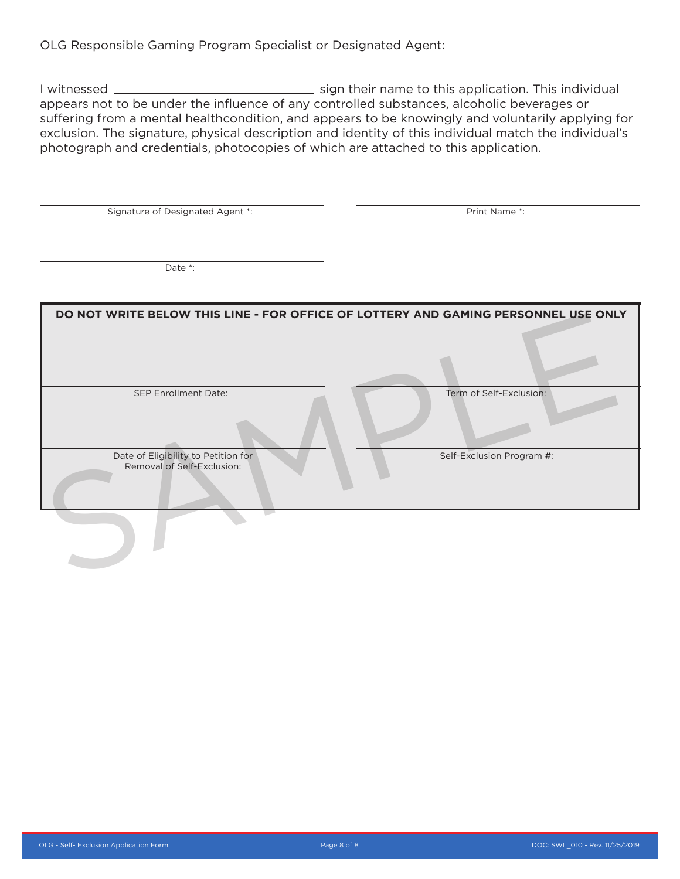OLG Responsible Gaming Program Specialist or Designated Agent:

I witnessed ______________________________ sign their name to this application. This individual appears not to be under the influence of any controlled substances, alcoholic beverages or suffering from a mental healthcondition, and appears to be knowingly and voluntarily applying for exclusion. The signature, physical description and identity of this individual match the individual's photograph and credentials, photocopies of which are attached to this application.

| | |
|---|---|
| Signature of Designated Agent *: | Print Name *: |
| Date *: | |

**DO NOT WRITE BELOW THIS LINE - FOR OFFICE OF LOTTERY AND GAMING PERSONNEL USE ONLY**

| | |
|---|---|
| SEP Enrollment Date: | Term of Self-Exclusion: |
| Date of Eligibility to Petition for Removal of Self-Exclusion: | Self-Exclusion Program #: |

SAMPLE